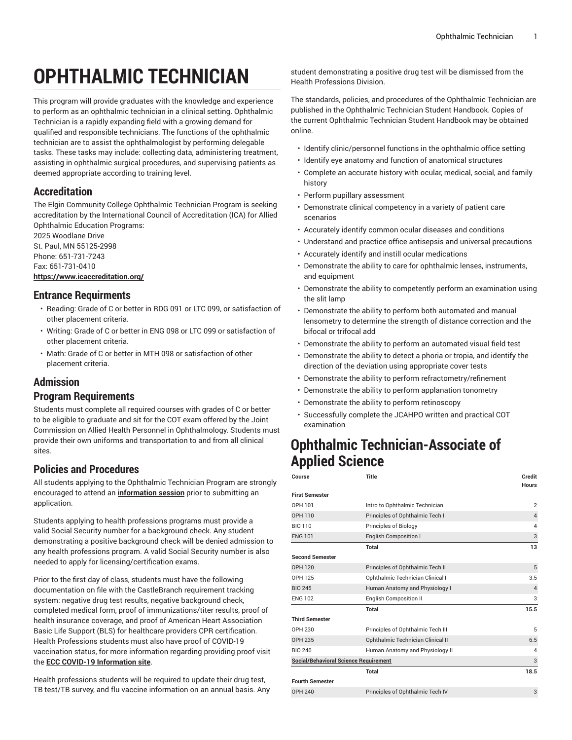# OPHTHALMIC TECHNICIAN

This program will provide graduates with the knowledge and experience to perform as an ophthalmic technician in a clinical setting. Ophthalmic Technician is a rapidly expanding field with a growing demand for qualified and responsible technicians. The functions of the ophthalmic technician are to assist the ophthalmologist by performing delegable tasks. These tasks may include: collecting data, administering treatment, assisting in ophthalmic surgical procedures, and supervising patients as deemed appropriate according to training level.

## Accreditation

The Elgin Community College Ophthalmic Technician Program is seeking accreditation by the International Council of Accreditation (ICA) for Allied Ophthalmic Education Programs:
2025 Woodlane Drive
St. Paul, MN 55125-2998
Phone: 651-731-7243
Fax: 651-731-0410
**https://www.icaccreditation.org/**

## Entrance Requirments

- Reading: Grade of C or better in RDG 091 or LTC 099, or satisfaction of other placement criteria.
- Writing: Grade of C or better in ENG 098 or LTC 099 or satisfaction of other placement criteria.
- Math: Grade of C or better in MTH 098 or satisfaction of other placement criteria.

## Admission

## Program Requirements

Students must complete all required courses with grades of C or better to be eligible to graduate and sit for the COT exam offered by the Joint Commission on Allied Health Personnel in Ophthalmology. Students must provide their own uniforms and transportation to and from all clinical sites.

## Policies and Procedures

All students applying to the Ophthalmic Technician Program are strongly encouraged to attend an **information session** prior to submitting an application.

Students applying to health professions programs must provide a valid Social Security number for a background check. Any student demonstrating a positive background check will be denied admission to any health professions program. A valid Social Security number is also needed to apply for licensing/certification exams.

Prior to the first day of class, students must have the following documentation on file with the CastleBranch requirement tracking system: negative drug test results, negative background check, completed medical form, proof of immunizations/titer results, proof of health insurance coverage, and proof of American Heart Association Basic Life Support (BLS) for healthcare providers CPR certification. Health Professions students must also have proof of COVID-19 vaccination status, for more information regarding providing proof visit the **ECC COVID-19 Information site**.

Health professions students will be required to update their drug test, TB test/TB survey, and flu vaccine information on an annual basis. Any student demonstrating a positive drug test will be dismissed from the Health Professions Division.

The standards, policies, and procedures of the Ophthalmic Technician are published in the Ophthalmic Technician Student Handbook. Copies of the current Ophthalmic Technician Student Handbook may be obtained online.

- Identify clinic/personnel functions in the ophthalmic office setting
- Identify eye anatomy and function of anatomical structures
- Complete an accurate history with ocular, medical, social, and family history
- Perform pupillary assessment
- Demonstrate clinical competency in a variety of patient care scenarios
- Accurately identify common ocular diseases and conditions
- Understand and practice office antisepsis and universal precautions
- Accurately identify and instill ocular medications
- Demonstrate the ability to care for ophthalmic lenses, instruments, and equipment
- Demonstrate the ability to competently perform an examination using the slit lamp
- Demonstrate the ability to perform both automated and manual lensometry to determine the strength of distance correction and the bifocal or trifocal add
- Demonstrate the ability to perform an automated visual field test
- Demonstrate the ability to detect a phoria or tropia, and identify the direction of the deviation using appropriate cover tests
- Demonstrate the ability to perform refractometry/refinement
- Demonstrate the ability to perform applanation tonometry
- Demonstrate the ability to perform retinoscopy
- Successfully complete the JCAHPO written and practical COT examination

# Ophthalmic Technician-Associate of Applied Science

| Course | Title | Credit Hours |
|---|---|---|
| **First Semester** | | |
| OPH 101 | Intro to Ophthalmic Technician | 2 |
| OPH 110 | Principles of Ophthalmic Tech I | 4 |
| BIO 110 | Principles of Biology | 4 |
| ENG 101 | English Composition I | 3 |
| | **Total** | **13** |
| **Second Semester** | | |
| OPH 120 | Principles of Ophthalmic Tech II | 5 |
| OPH 125 | Ophthalmic Technician Clinical I | 3.5 |
| BIO 245 | Human Anatomy and Physiology I | 4 |
| ENG 102 | English Composition II | 3 |
| | **Total** | **15.5** |
| **Third Semester** | | |
| OPH 230 | Principles of Ophthalmic Tech III | 5 |
| OPH 235 | Ophthalmic Technician Clinical II | 6.5 |
| BIO 246 | Human Anatomy and Physiology II | 4 |
| **Social/Behavioral Science Requirement** | | 3 |
| | **Total** | **18.5** |
| **Fourth Semester** | | |
| OPH 240 | Principles of Ophthalmic Tech IV | 3 |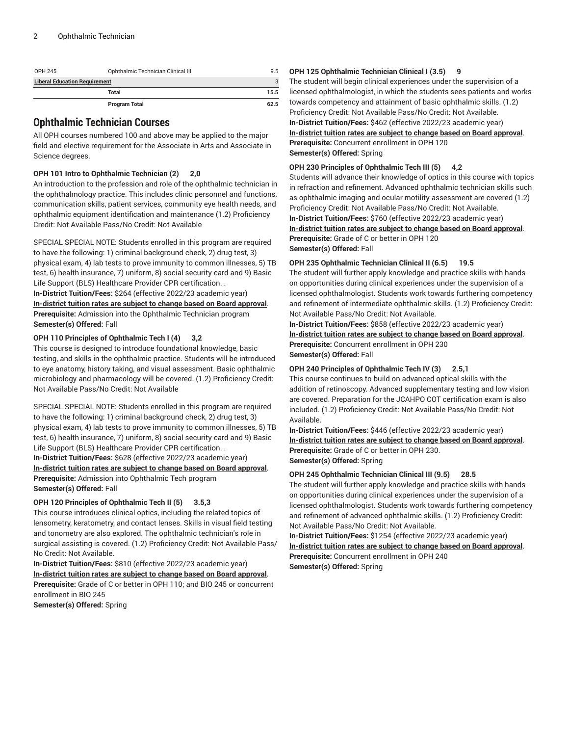| | | |
|---|---|---|
| OPH 245 | Ophthalmic Technician Clinical III | 9.5 |
| **Liberal Education Requirement** | | 3 |
| | **Total** | **15.5** |
| | **Program Total** | **62.5** |

## Ophthalmic Technician Courses

All OPH courses numbered 100 and above may be applied to the major field and elective requirement for the Associate in Arts and Associate in Science degrees.

**OPH 101 Intro to Ophthalmic Technician (2) 2,0**

An introduction to the profession and role of the ophthalmic technician in the ophthalmology practice. This includes clinic personnel and functions, communication skills, patient services, community eye health needs, and ophthalmic equipment identification and maintenance (1.2) Proficiency Credit: Not Available Pass/No Credit: Not Available

SPECIAL SPECIAL NOTE: Students enrolled in this program are required to have the following: 1) criminal background check, 2) drug test, 3) physical exam, 4) lab tests to prove immunity to common illnesses, 5) TB test, 6) health insurance, 7) uniform, 8) social security card and 9) Basic Life Support (BLS) Healthcare Provider CPR certification. .

**In-District Tuition/Fees:** $264 (effective 2022/23 academic year)
**In-district tuition rates are subject to change based on Board approval**.
**Prerequisite:** Admission into the Ophthalmic Technician program
**Semester(s) Offered:** Fall

**OPH 110 Principles of Ophthalmic Tech I (4) 3,2**

This course is designed to introduce foundational knowledge, basic testing, and skills in the ophthalmic practice. Students will be introduced to eye anatomy, history taking, and visual assessment. Basic ophthalmic microbiology and pharmacology will be covered. (1.2) Proficiency Credit: Not Available Pass/No Credit: Not Available

SPECIAL SPECIAL NOTE: Students enrolled in this program are required to have the following: 1) criminal background check, 2) drug test, 3) physical exam, 4) lab tests to prove immunity to common illnesses, 5) TB test, 6) health insurance, 7) uniform, 8) social security card and 9) Basic Life Support (BLS) Healthcare Provider CPR certification. .

**In-District Tuition/Fees:** $628 (effective 2022/23 academic year)
**In-district tuition rates are subject to change based on Board approval**.
**Prerequisite:** Admission into Ophthalmic Tech program
**Semester(s) Offered:** Fall

**OPH 120 Principles of Ophthalmic Tech II (5) 3.5,3**

This course introduces clinical optics, including the related topics of lensometry, keratometry, and contact lenses. Skills in visual field testing and tonometry are also explored. The ophthalmic technician's role in surgical assisting is covered. (1.2) Proficiency Credit: Not Available Pass/No Credit: Not Available.

**In-District Tuition/Fees:** $810 (effective 2022/23 academic year)
**In-district tuition rates are subject to change based on Board approval**.
**Prerequisite:** Grade of C or better in OPH 110; and BIO 245 or concurrent enrollment in BIO 245
**Semester(s) Offered:** Spring

**OPH 125 Ophthalmic Technician Clinical I (3.5) 9**

The student will begin clinical experiences under the supervision of a licensed ophthalmologist, in which the students sees patients and works towards competency and attainment of basic ophthalmic skills. (1.2) Proficiency Credit: Not Available Pass/No Credit: Not Available.

**In-District Tuition/Fees:** $462 (effective 2022/23 academic year)
**In-district tuition rates are subject to change based on Board approval**.
**Prerequisite:** Concurrent enrollment in OPH 120
**Semester(s) Offered:** Spring

**OPH 230 Principles of Ophthalmic Tech III (5) 4,2**

Students will advance their knowledge of optics in this course with topics in refraction and refinement. Advanced ophthalmic technician skills such as ophthalmic imaging and ocular motility assessment are covered (1.2) Proficiency Credit: Not Available Pass/No Credit: Not Available.

**In-District Tuition/Fees:** $760 (effective 2022/23 academic year)
**In-district tuition rates are subject to change based on Board approval**.
**Prerequisite:** Grade of C or better in OPH 120
**Semester(s) Offered:** Fall

**OPH 235 Ophthalmic Technician Clinical II (6.5) 19.5**

The student will further apply knowledge and practice skills with hands-on opportunities during clinical experiences under the supervision of a licensed ophthalmologist. Students work towards furthering competency and refinement of intermediate ophthalmic skills. (1.2) Proficiency Credit: Not Available Pass/No Credit: Not Available.

**In-District Tuition/Fees:** $858 (effective 2022/23 academic year)
**In-district tuition rates are subject to change based on Board approval**.
**Prerequisite:** Concurrent enrollment in OPH 230
**Semester(s) Offered:** Fall

**OPH 240 Principles of Ophthalmic Tech IV (3) 2.5,1**

This course continues to build on advanced optical skills with the addition of retinoscopy. Advanced supplementary testing and low vision are covered. Preparation for the JCAHPO COT certification exam is also included. (1.2) Proficiency Credit: Not Available Pass/No Credit: Not Available.

**In-District Tuition/Fees:** $446 (effective 2022/23 academic year)
**In-district tuition rates are subject to change based on Board approval**.
**Prerequisite:** Grade of C or better in OPH 230.
**Semester(s) Offered:** Spring

**OPH 245 Ophthalmic Technician Clinical III (9.5) 28.5**

The student will further apply knowledge and practice skills with hands-on opportunities during clinical experiences under the supervision of a licensed ophthalmologist. Students work towards furthering competency and refinement of advanced ophthalmic skills. (1.2) Proficiency Credit: Not Available Pass/No Credit: Not Available.

**In-District Tuition/Fees:** $1254 (effective 2022/23 academic year)
**In-district tuition rates are subject to change based on Board approval**.
**Prerequisite:** Concurrent enrollment in OPH 240
**Semester(s) Offered:** Spring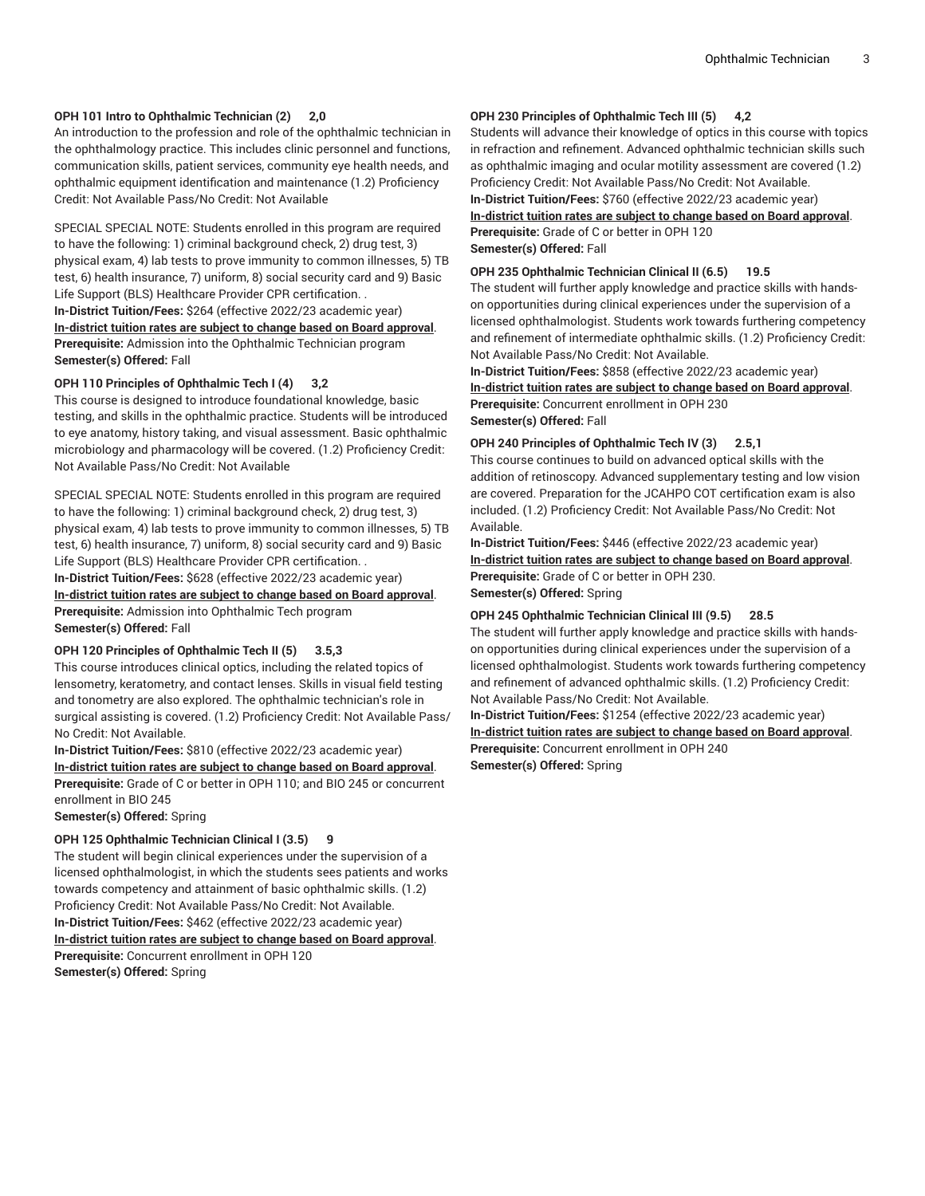**OPH 101 Intro to Ophthalmic Technician (2) 2,0**

An introduction to the profession and role of the ophthalmic technician in the ophthalmology practice. This includes clinic personnel and functions, communication skills, patient services, community eye health needs, and ophthalmic equipment identification and maintenance (1.2) Proficiency Credit: Not Available Pass/No Credit: Not Available

SPECIAL SPECIAL NOTE: Students enrolled in this program are required to have the following: 1) criminal background check, 2) drug test, 3) physical exam, 4) lab tests to prove immunity to common illnesses, 5) TB test, 6) health insurance, 7) uniform, 8) social security card and 9) Basic Life Support (BLS) Healthcare Provider CPR certification. .

**In-District Tuition/Fees:** $264 (effective 2022/23 academic year)
**In-district tuition rates are subject to change based on Board approval**.
**Prerequisite:** Admission into the Ophthalmic Technician program
**Semester(s) Offered:** Fall

**OPH 110 Principles of Ophthalmic Tech I (4) 3,2**

This course is designed to introduce foundational knowledge, basic testing, and skills in the ophthalmic practice. Students will be introduced to eye anatomy, history taking, and visual assessment. Basic ophthalmic microbiology and pharmacology will be covered. (1.2) Proficiency Credit: Not Available Pass/No Credit: Not Available

SPECIAL SPECIAL NOTE: Students enrolled in this program are required to have the following: 1) criminal background check, 2) drug test, 3) physical exam, 4) lab tests to prove immunity to common illnesses, 5) TB test, 6) health insurance, 7) uniform, 8) social security card and 9) Basic Life Support (BLS) Healthcare Provider CPR certification. .

**In-District Tuition/Fees:** $628 (effective 2022/23 academic year)
**In-district tuition rates are subject to change based on Board approval**.
**Prerequisite:** Admission into Ophthalmic Tech program
**Semester(s) Offered:** Fall

**OPH 120 Principles of Ophthalmic Tech II (5) 3.5,3**

This course introduces clinical optics, including the related topics of lensometry, keratometry, and contact lenses. Skills in visual field testing and tonometry are also explored. The ophthalmic technician's role in surgical assisting is covered. (1.2) Proficiency Credit: Not Available Pass/No Credit: Not Available.

**In-District Tuition/Fees:** $810 (effective 2022/23 academic year)
**In-district tuition rates are subject to change based on Board approval**.
**Prerequisite:** Grade of C or better in OPH 110; and BIO 245 or concurrent enrollment in BIO 245
**Semester(s) Offered:** Spring

**OPH 125 Ophthalmic Technician Clinical I (3.5) 9**

The student will begin clinical experiences under the supervision of a licensed ophthalmologist, in which the students sees patients and works towards competency and attainment of basic ophthalmic skills. (1.2) Proficiency Credit: Not Available Pass/No Credit: Not Available.

**In-District Tuition/Fees:** $462 (effective 2022/23 academic year)
**In-district tuition rates are subject to change based on Board approval**.
**Prerequisite:** Concurrent enrollment in OPH 120
**Semester(s) Offered:** Spring

**OPH 230 Principles of Ophthalmic Tech III (5) 4,2**

Students will advance their knowledge of optics in this course with topics in refraction and refinement. Advanced ophthalmic technician skills such as ophthalmic imaging and ocular motility assessment are covered (1.2) Proficiency Credit: Not Available Pass/No Credit: Not Available.

**In-District Tuition/Fees:** $760 (effective 2022/23 academic year)
**In-district tuition rates are subject to change based on Board approval**.
**Prerequisite:** Grade of C or better in OPH 120
**Semester(s) Offered:** Fall

**OPH 235 Ophthalmic Technician Clinical II (6.5) 19.5**

The student will further apply knowledge and practice skills with hands-on opportunities during clinical experiences under the supervision of a licensed ophthalmologist. Students work towards furthering competency and refinement of intermediate ophthalmic skills. (1.2) Proficiency Credit: Not Available Pass/No Credit: Not Available.

**In-District Tuition/Fees:** $858 (effective 2022/23 academic year)
**In-district tuition rates are subject to change based on Board approval**.
**Prerequisite:** Concurrent enrollment in OPH 230
**Semester(s) Offered:** Fall

**OPH 240 Principles of Ophthalmic Tech IV (3) 2.5,1**

This course continues to build on advanced optical skills with the addition of retinoscopy. Advanced supplementary testing and low vision are covered. Preparation for the JCAHPO COT certification exam is also included. (1.2) Proficiency Credit: Not Available Pass/No Credit: Not Available.

**In-District Tuition/Fees:** $446 (effective 2022/23 academic year)
**In-district tuition rates are subject to change based on Board approval**.
**Prerequisite:** Grade of C or better in OPH 230.
**Semester(s) Offered:** Spring

**OPH 245 Ophthalmic Technician Clinical III (9.5) 28.5**

The student will further apply knowledge and practice skills with hands-on opportunities during clinical experiences under the supervision of a licensed ophthalmologist. Students work towards furthering competency and refinement of advanced ophthalmic skills. (1.2) Proficiency Credit: Not Available Pass/No Credit: Not Available.

**In-District Tuition/Fees:** $1254 (effective 2022/23 academic year)
**In-district tuition rates are subject to change based on Board approval**.
**Prerequisite:** Concurrent enrollment in OPH 240
**Semester(s) Offered:** Spring